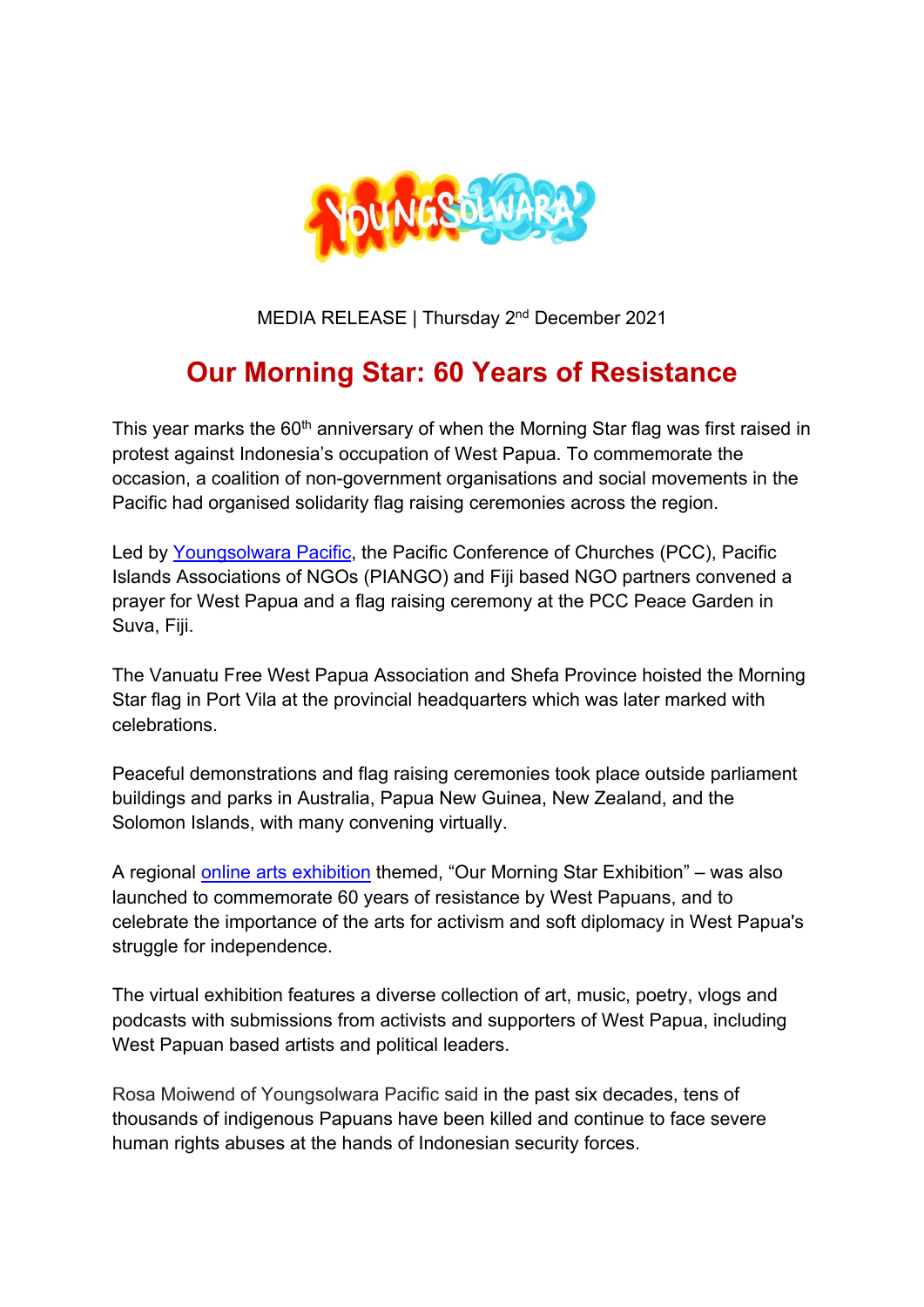MEDIA RELEASE | Thursday 2nd December 2021

# Our Morning Star: 60 Years of Resistance

This year marks the 60th anniversary of when the Morning Star flag was first raised in protest against Indonesia's occupation of West Papua. To commemorate the occasion, a coalition of non-government organisations and social movements in the Pacific had organised solidarity flag raising ceremonies across the region.

Led by Youngsolwara Pacific, the Pacific Conference of Churches (PCC), Pacific Islands Associations of NGOs (PIANGO) and Fiji based NGO partners convened a prayer for West Papua and a flag raising ceremony at the PCC Peace Garden in Suva, Fiji.

The Vanuatu Free West Papua Association and Shefa Province hoisted the Morning Star flag in Port Vila at the provincial headquarters which was later marked with celebrations.

Peaceful demonstrations and flag raising ceremonies took place outside parliament buildings and parks in Australia, Papua New Guinea, New Zealand, and the Solomon Islands, with many convening virtually.

A regional online arts exhibition themed, "Our Morning Star Exhibition" – was also launched to commemorate 60 years of resistance by West Papuans, and to celebrate the importance of the arts for activism and soft diplomacy in West Papua's struggle for independence.

The virtual exhibition features a diverse collection of art, music, poetry, vlogs and podcasts with submissions from activists and supporters of West Papua, including West Papuan based artists and political leaders.

Rosa Moiwend of Youngsolwara Pacific said in the past six decades, tens of thousands of indigenous Papuans have been killed and continue to face severe human rights abuses at the hands of Indonesian security forces.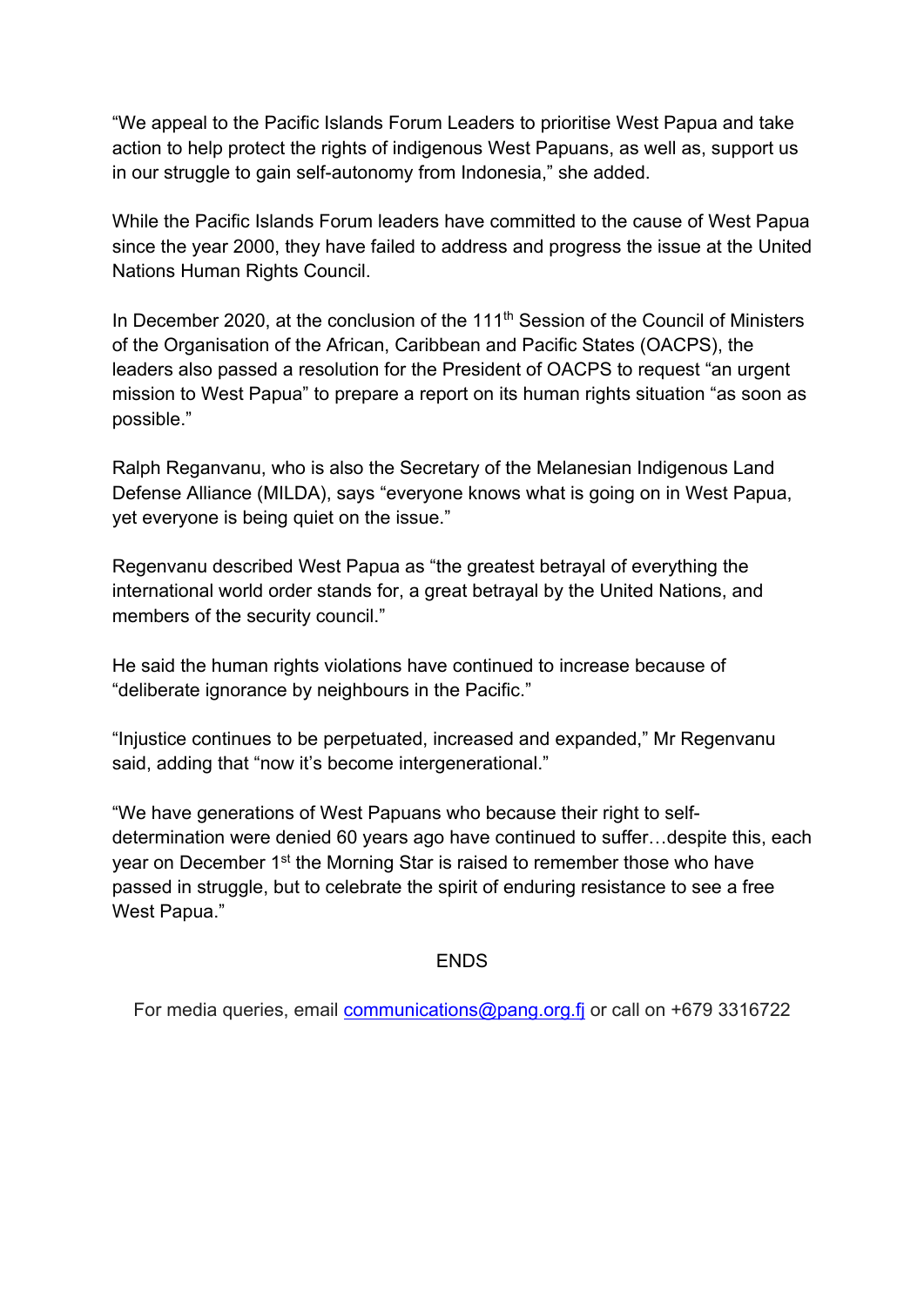"We appeal to the Pacific Islands Forum Leaders to prioritise West Papua and take action to help protect the rights of indigenous West Papuans, as well as, support us in our struggle to gain self-autonomy from Indonesia," she added.

While the Pacific Islands Forum leaders have committed to the cause of West Papua since the year 2000, they have failed to address and progress the issue at the United Nations Human Rights Council.

In December 2020, at the conclusion of the 111th Session of the Council of Ministers of the Organisation of the African, Caribbean and Pacific States (OACPS), the leaders also passed a resolution for the President of OACPS to request "an urgent mission to West Papua" to prepare a report on its human rights situation "as soon as possible."

Ralph Reganvanu, who is also the Secretary of the Melanesian Indigenous Land Defense Alliance (MILDA), says "everyone knows what is going on in West Papua, yet everyone is being quiet on the issue."

Regenvanu described West Papua as "the greatest betrayal of everything the international world order stands for, a great betrayal by the United Nations, and members of the security council."

He said the human rights violations have continued to increase because of "deliberate ignorance by neighbours in the Pacific."

"Injustice continues to be perpetuated, increased and expanded," Mr Regenvanu said, adding that "now it's become intergenerational."

"We have generations of West Papuans who because their right to self-determination were denied 60 years ago have continued to suffer…despite this, each year on December 1st the Morning Star is raised to remember those who have passed in struggle, but to celebrate the spirit of enduring resistance to see a free West Papua."

ENDS

For media queries, email [communications@pang.org.fj](mailto:communications@pang.org.fj) or call on +679 3316722